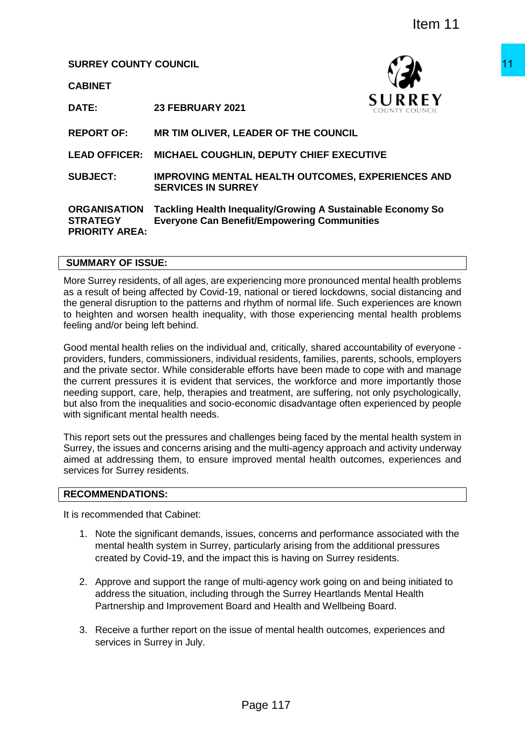**SURREY COUNTY COUNCIL**

**CABINET**

| | |
|---|---|
| **DATE:** | **23 FEBRUARY 2021** |
| **REPORT OF:** | **MR TIM OLIVER, LEADER OF THE COUNCIL** |
| **LEAD OFFICER:** | **MICHAEL COUGHLIN, DEPUTY CHIEF EXECUTIVE** |
| **SUBJECT:** | **IMPROVING MENTAL HEALTH OUTCOMES, EXPERIENCES AND SERVICES IN SURREY** |
| **ORGANISATION STRATEGY PRIORITY AREA:** | **Tackling Health Inequality/Growing A Sustainable Economy So Everyone Can Benefit/Empowering Communities** |

## SUMMARY OF ISSUE:

More Surrey residents, of all ages, are experiencing more pronounced mental health problems as a result of being affected by Covid-19, national or tiered lockdowns, social distancing and the general disruption to the patterns and rhythm of normal life. Such experiences are known to heighten and worsen health inequality, with those experiencing mental health problems feeling and/or being left behind.

Good mental health relies on the individual and, critically, shared accountability of everyone - providers, funders, commissioners, individual residents, families, parents, schools, employers and the private sector. While considerable efforts have been made to cope with and manage the current pressures it is evident that services, the workforce and more importantly those needing support, care, help, therapies and treatment, are suffering, not only psychologically, but also from the inequalities and socio-economic disadvantage often experienced by people with significant mental health needs.

This report sets out the pressures and challenges being faced by the mental health system in Surrey, the issues and concerns arising and the multi-agency approach and activity underway aimed at addressing them, to ensure improved mental health outcomes, experiences and services for Surrey residents.

## RECOMMENDATIONS:

It is recommended that Cabinet:

1. Note the significant demands, issues, concerns and performance associated with the mental health system in Surrey, particularly arising from the additional pressures created by Covid-19, and the impact this is having on Surrey residents.

2. Approve and support the range of multi-agency work going on and being initiated to address the situation, including through the Surrey Heartlands Mental Health Partnership and Improvement Board and Health and Wellbeing Board.

3. Receive a further report on the issue of mental health outcomes, experiences and services in Surrey in July.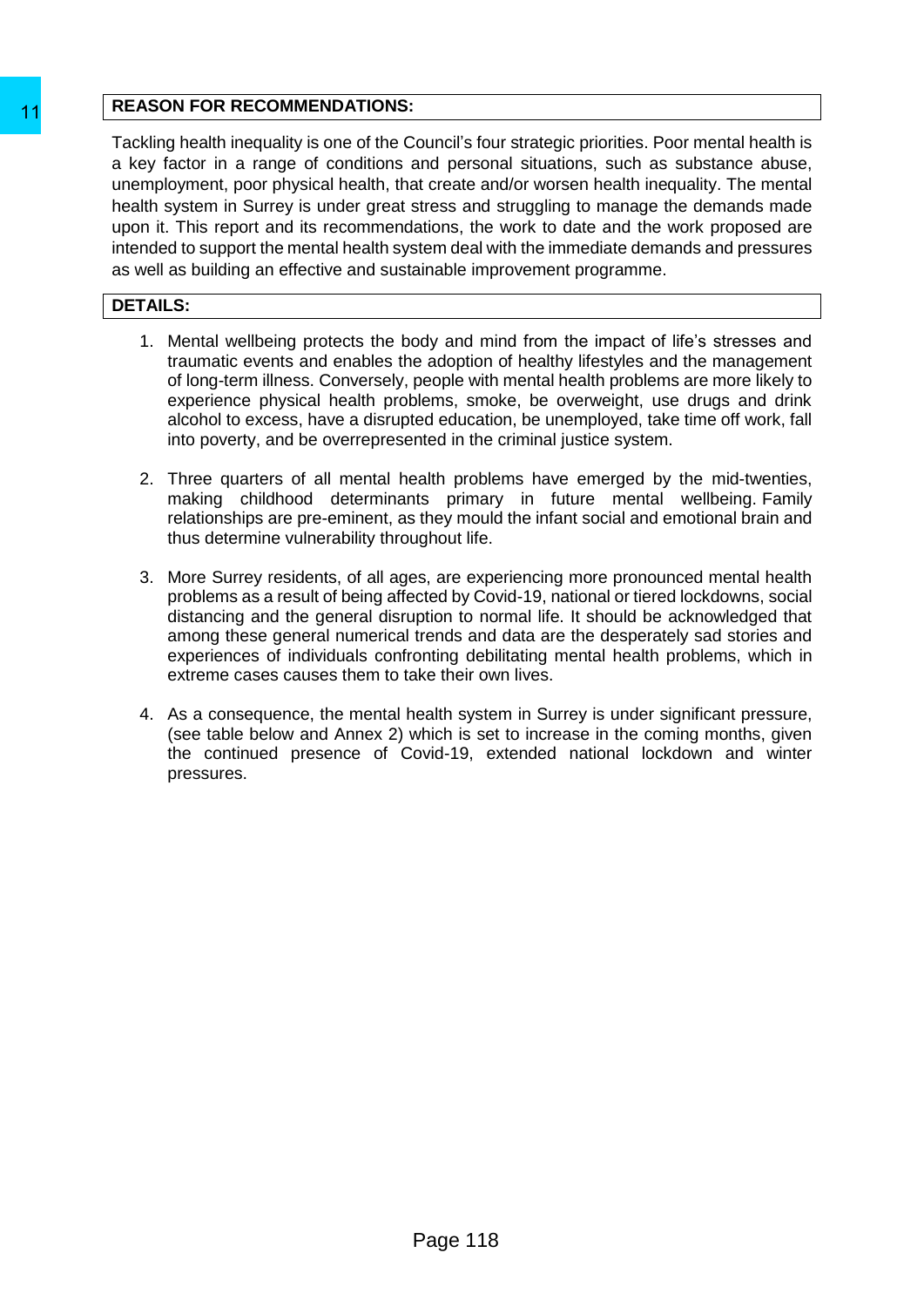## REASON FOR RECOMMENDATIONS:

Tackling health inequality is one of the Council's four strategic priorities. Poor mental health is a key factor in a range of conditions and personal situations, such as substance abuse, unemployment, poor physical health, that create and/or worsen health inequality. The mental health system in Surrey is under great stress and struggling to manage the demands made upon it. This report and its recommendations, the work to date and the work proposed are intended to support the mental health system deal with the immediate demands and pressures as well as building an effective and sustainable improvement programme.

## DETAILS:

1. Mental wellbeing protects the body and mind from the impact of life's stresses and traumatic events and enables the adoption of healthy lifestyles and the management of long-term illness. Conversely, people with mental health problems are more likely to experience physical health problems, smoke, be overweight, use drugs and drink alcohol to excess, have a disrupted education, be unemployed, take time off work, fall into poverty, and be overrepresented in the criminal justice system.

2. Three quarters of all mental health problems have emerged by the mid-twenties, making childhood determinants primary in future mental wellbeing. Family relationships are pre-eminent, as they mould the infant social and emotional brain and thus determine vulnerability throughout life.

3. More Surrey residents, of all ages, are experiencing more pronounced mental health problems as a result of being affected by Covid-19, national or tiered lockdowns, social distancing and the general disruption to normal life. It should be acknowledged that among these general numerical trends and data are the desperately sad stories and experiences of individuals confronting debilitating mental health problems, which in extreme cases causes them to take their own lives.

4. As a consequence, the mental health system in Surrey is under significant pressure, (see table below and Annex 2) which is set to increase in the coming months, given the continued presence of Covid-19, extended national lockdown and winter pressures.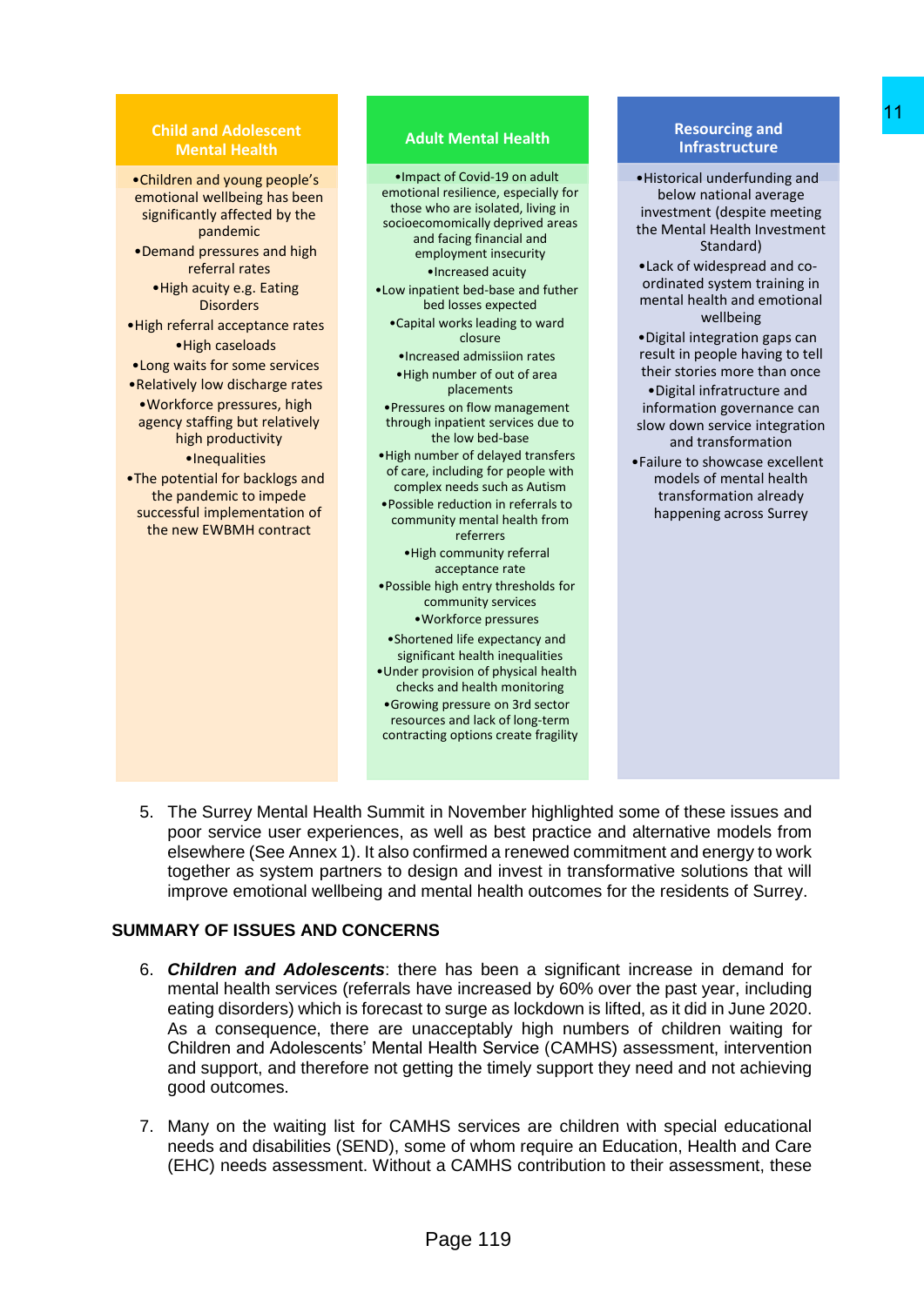| Child and Adolescent Mental Health | Adult Mental Health | Resourcing and Infrastructure |
|---|---|---|
| •Children and young people's emotional wellbeing has been significantly affected by the pandemic<br>•Demand pressures and high referral rates<br>•High acuity e.g. Eating Disorders<br>•High referral acceptance rates<br>•High caseloads<br>•Long waits for some services<br>•Relatively low discharge rates<br>•Workforce pressures, high agency staffing but relatively high productivity<br>•Inequalities<br>•The potential for backlogs and the pandemic to impede successful implementation of the new EWBMH contract | •Impact of Covid-19 on adult emotional resilience, especially for those who are isolated, living in socioecomically deprived areas and facing financial and employment insecurity<br>•Increased acuity<br>•Low inpatient bed-base and futher bed losses expected<br>•Capital works leading to ward closure<br>•Increased admissiion rates<br>•High number of out of area placements<br>•Pressures on flow management through inpatient services due to the low bed-base<br>•High number of delayed transfers of care, including for people with complex needs such as Autism<br>•Possible reduction in referrals to community mental health from referrers<br>•High community referral acceptance rate<br>•Possible high entry thresholds for community services<br>•Workforce pressures<br>•Shortened life expectancy and significant health inequalities<br>•Under provision of physical health checks and health monitoring<br>•Growing pressure on 3rd sector resources and lack of long-term contracting options create fragility | •Historical underfunding and below national average investment (despite meeting the Mental Health Investment Standard)<br>•Lack of widespread and co-ordinated system training in mental health and emotional wellbeing<br>•Digital integration gaps can result in people having to tell their stories more than once<br>•Digital infratructure and information governance can slow down service integration and transformation<br>•Failure to showcase excellent models of mental health transformation already happening across Surrey |

5. The Surrey Mental Health Summit in November highlighted some of these issues and poor service user experiences, as well as best practice and alternative models from elsewhere (See Annex 1). It also confirmed a renewed commitment and energy to work together as system partners to design and invest in transformative solutions that will improve emotional wellbeing and mental health outcomes for the residents of Surrey.

## SUMMARY OF ISSUES AND CONCERNS

6. ***Children and Adolescents***: there has been a significant increase in demand for mental health services (referrals have increased by 60% over the past year, including eating disorders) which is forecast to surge as lockdown is lifted, as it did in June 2020. As a consequence, there are unacceptably high numbers of children waiting for Children and Adolescents' Mental Health Service (CAMHS) assessment, intervention and support, and therefore not getting the timely support they need and not achieving good outcomes.

7. Many on the waiting list for CAMHS services are children with special educational needs and disabilities (SEND), some of whom require an Education, Health and Care (EHC) needs assessment. Without a CAMHS contribution to their assessment, these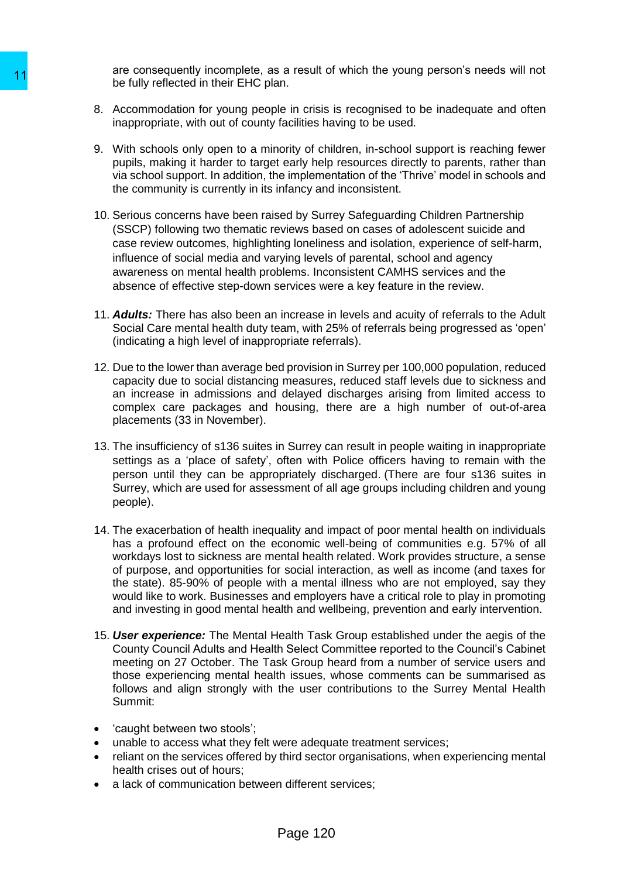are consequently incomplete, as a result of which the young person's needs will not be fully reflected in their EHC plan.

8. Accommodation for young people in crisis is recognised to be inadequate and often inappropriate, with out of county facilities having to be used.

9. With schools only open to a minority of children, in-school support is reaching fewer pupils, making it harder to target early help resources directly to parents, rather than via school support. In addition, the implementation of the 'Thrive' model in schools and the community is currently in its infancy and inconsistent.

10. Serious concerns have been raised by Surrey Safeguarding Children Partnership (SSCP) following two thematic reviews based on cases of adolescent suicide and case review outcomes, highlighting loneliness and isolation, experience of self-harm, influence of social media and varying levels of parental, school and agency awareness on mental health problems. Inconsistent CAMHS services and the absence of effective step-down services were a key feature in the review.

11. ***Adults:*** There has also been an increase in levels and acuity of referrals to the Adult Social Care mental health duty team, with 25% of referrals being progressed as 'open' (indicating a high level of inappropriate referrals).

12. Due to the lower than average bed provision in Surrey per 100,000 population, reduced capacity due to social distancing measures, reduced staff levels due to sickness and an increase in admissions and delayed discharges arising from limited access to complex care packages and housing, there are a high number of out-of-area placements (33 in November).

13. The insufficiency of s136 suites in Surrey can result in people waiting in inappropriate settings as a 'place of safety', often with Police officers having to remain with the person until they can be appropriately discharged. (There are four s136 suites in Surrey, which are used for assessment of all age groups including children and young people).

14. The exacerbation of health inequality and impact of poor mental health on individuals has a profound effect on the economic well-being of communities e.g. 57% of all workdays lost to sickness are mental health related. Work provides structure, a sense of purpose, and opportunities for social interaction, as well as income (and taxes for the state). 85-90% of people with a mental illness who are not employed, say they would like to work. Businesses and employers have a critical role to play in promoting and investing in good mental health and wellbeing, prevention and early intervention.

15. ***User experience:*** The Mental Health Task Group established under the aegis of the County Council Adults and Health Select Committee reported to the Council's Cabinet meeting on 27 October. The Task Group heard from a number of service users and those experiencing mental health issues, whose comments can be summarised as follows and align strongly with the user contributions to the Surrey Mental Health Summit:

- 'caught between two stools';
- unable to access what they felt were adequate treatment services;
- reliant on the services offered by third sector organisations, when experiencing mental health crises out of hours;
- a lack of communication between different services;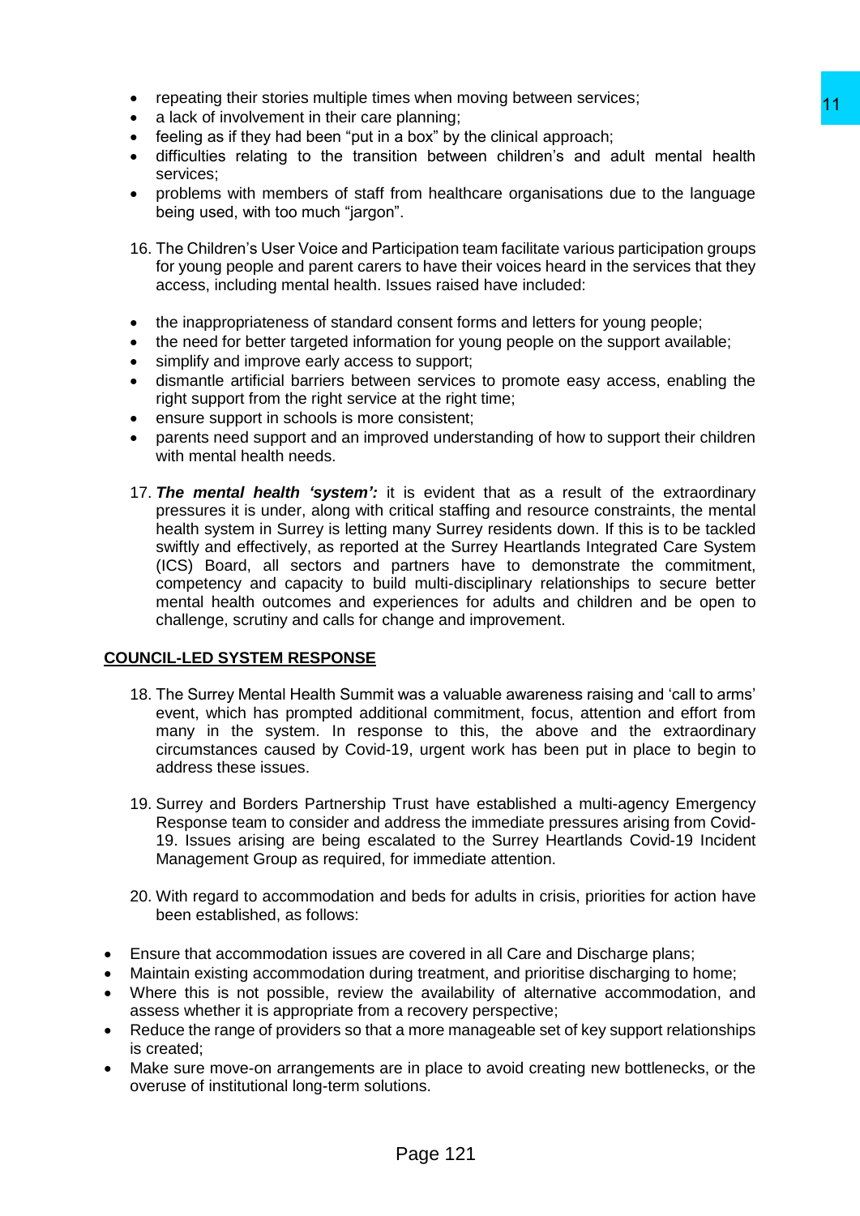- repeating their stories multiple times when moving between services;
- a lack of involvement in their care planning;
- feeling as if they had been "put in a box" by the clinical approach;
- difficulties relating to the transition between children's and adult mental health services;
- problems with members of staff from healthcare organisations due to the language being used, with too much "jargon".

16. The Children's User Voice and Participation team facilitate various participation groups for young people and parent carers to have their voices heard in the services that they access, including mental health. Issues raised have included:

- the inappropriateness of standard consent forms and letters for young people;
- the need for better targeted information for young people on the support available;
- simplify and improve early access to support;
- dismantle artificial barriers between services to promote easy access, enabling the right support from the right service at the right time;
- ensure support in schools is more consistent;
- parents need support and an improved understanding of how to support their children with mental health needs.

17. ***The mental health 'system':*** it is evident that as a result of the extraordinary pressures it is under, along with critical staffing and resource constraints, the mental health system in Surrey is letting many Surrey residents down. If this is to be tackled swiftly and effectively, as reported at the Surrey Heartlands Integrated Care System (ICS) Board, all sectors and partners have to demonstrate the commitment, competency and capacity to build multi-disciplinary relationships to secure better mental health outcomes and experiences for adults and children and be open to challenge, scrutiny and calls for change and improvement.

## COUNCIL-LED SYSTEM RESPONSE

18. The Surrey Mental Health Summit was a valuable awareness raising and 'call to arms' event, which has prompted additional commitment, focus, attention and effort from many in the system. In response to this, the above and the extraordinary circumstances caused by Covid-19, urgent work has been put in place to begin to address these issues.

19. Surrey and Borders Partnership Trust have established a multi-agency Emergency Response team to consider and address the immediate pressures arising from Covid-19. Issues arising are being escalated to the Surrey Heartlands Covid-19 Incident Management Group as required, for immediate attention.

20. With regard to accommodation and beds for adults in crisis, priorities for action have been established, as follows:

- Ensure that accommodation issues are covered in all Care and Discharge plans;
- Maintain existing accommodation during treatment, and prioritise discharging to home;
- Where this is not possible, review the availability of alternative accommodation, and assess whether it is appropriate from a recovery perspective;
- Reduce the range of providers so that a more manageable set of key support relationships is created;
- Make sure move-on arrangements are in place to avoid creating new bottlenecks, or the overuse of institutional long-term solutions.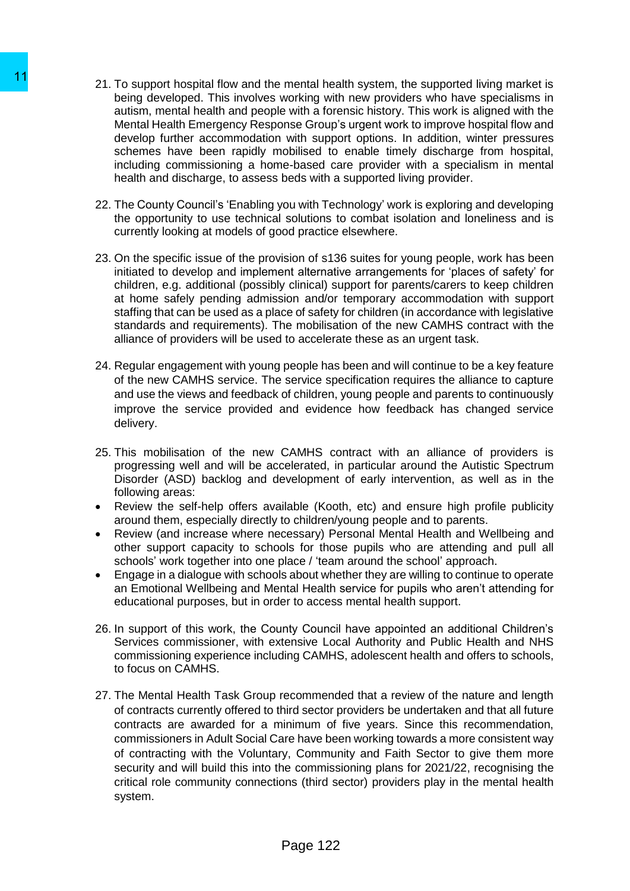21. To support hospital flow and the mental health system, the supported living market is being developed. This involves working with new providers who have specialisms in autism, mental health and people with a forensic history. This work is aligned with the Mental Health Emergency Response Group's urgent work to improve hospital flow and develop further accommodation with support options. In addition, winter pressures schemes have been rapidly mobilised to enable timely discharge from hospital, including commissioning a home-based care provider with a specialism in mental health and discharge, to assess beds with a supported living provider.

22. The County Council's 'Enabling you with Technology' work is exploring and developing the opportunity to use technical solutions to combat isolation and loneliness and is currently looking at models of good practice elsewhere.

23. On the specific issue of the provision of s136 suites for young people, work has been initiated to develop and implement alternative arrangements for 'places of safety' for children, e.g. additional (possibly clinical) support for parents/carers to keep children at home safely pending admission and/or temporary accommodation with support staffing that can be used as a place of safety for children (in accordance with legislative standards and requirements). The mobilisation of the new CAMHS contract with the alliance of providers will be used to accelerate these as an urgent task.

24. Regular engagement with young people has been and will continue to be a key feature of the new CAMHS service. The service specification requires the alliance to capture and use the views and feedback of children, young people and parents to continuously improve the service provided and evidence how feedback has changed service delivery.

25. This mobilisation of the new CAMHS contract with an alliance of providers is progressing well and will be accelerated, in particular around the Autistic Spectrum Disorder (ASD) backlog and development of early intervention, as well as in the following areas:

- Review the self-help offers available (Kooth, etc) and ensure high profile publicity around them, especially directly to children/young people and to parents.
- Review (and increase where necessary) Personal Mental Health and Wellbeing and other support capacity to schools for those pupils who are attending and pull all schools' work together into one place / 'team around the school' approach.
- Engage in a dialogue with schools about whether they are willing to continue to operate an Emotional Wellbeing and Mental Health service for pupils who aren't attending for educational purposes, but in order to access mental health support.

26. In support of this work, the County Council have appointed an additional Children's Services commissioner, with extensive Local Authority and Public Health and NHS commissioning experience including CAMHS, adolescent health and offers to schools, to focus on CAMHS.

27. The Mental Health Task Group recommended that a review of the nature and length of contracts currently offered to third sector providers be undertaken and that all future contracts are awarded for a minimum of five years. Since this recommendation, commissioners in Adult Social Care have been working towards a more consistent way of contracting with the Voluntary, Community and Faith Sector to give them more security and will build this into the commissioning plans for 2021/22, recognising the critical role community connections (third sector) providers play in the mental health system.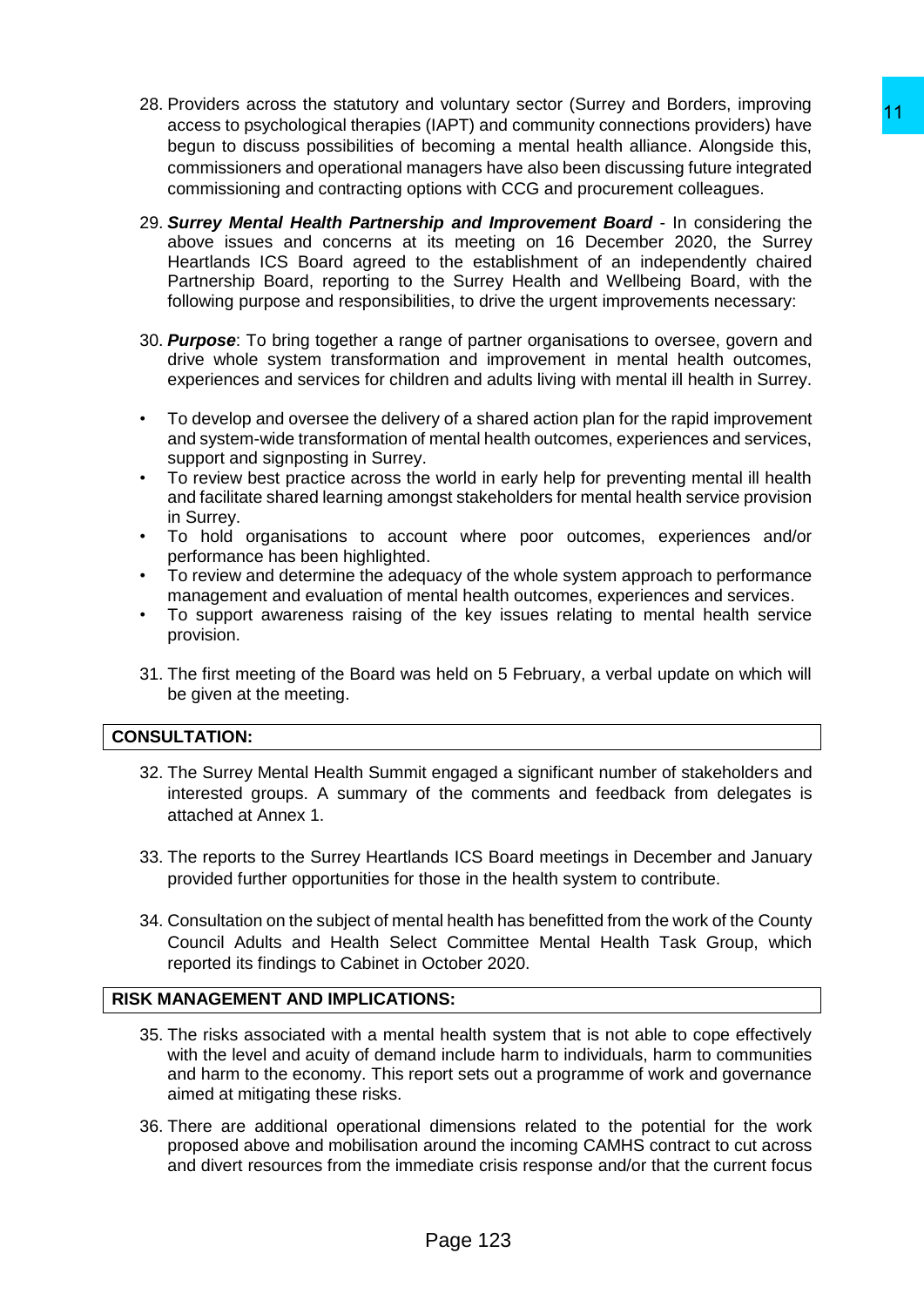28. Providers across the statutory and voluntary sector (Surrey and Borders, improving access to psychological therapies (IAPT) and community connections providers) have begun to discuss possibilities of becoming a mental health alliance. Alongside this, commissioners and operational managers have also been discussing future integrated commissioning and contracting options with CCG and procurement colleagues.

29. ***Surrey Mental Health Partnership and Improvement Board*** - In considering the above issues and concerns at its meeting on 16 December 2020, the Surrey Heartlands ICS Board agreed to the establishment of an independently chaired Partnership Board, reporting to the Surrey Health and Wellbeing Board, with the following purpose and responsibilities, to drive the urgent improvements necessary:

30. ***Purpose***: To bring together a range of partner organisations to oversee, govern and drive whole system transformation and improvement in mental health outcomes, experiences and services for children and adults living with mental ill health in Surrey.

- To develop and oversee the delivery of a shared action plan for the rapid improvement and system-wide transformation of mental health outcomes, experiences and services, support and signposting in Surrey.
- To review best practice across the world in early help for preventing mental ill health and facilitate shared learning amongst stakeholders for mental health service provision in Surrey.
- To hold organisations to account where poor outcomes, experiences and/or performance has been highlighted.
- To review and determine the adequacy of the whole system approach to performance management and evaluation of mental health outcomes, experiences and services.
- To support awareness raising of the key issues relating to mental health service provision.

31. The first meeting of the Board was held on 5 February, a verbal update on which will be given at the meeting.

## CONSULTATION:

32. The Surrey Mental Health Summit engaged a significant number of stakeholders and interested groups. A summary of the comments and feedback from delegates is attached at Annex 1.

33. The reports to the Surrey Heartlands ICS Board meetings in December and January provided further opportunities for those in the health system to contribute.

34. Consultation on the subject of mental health has benefitted from the work of the County Council Adults and Health Select Committee Mental Health Task Group, which reported its findings to Cabinet in October 2020.

## RISK MANAGEMENT AND IMPLICATIONS:

35. The risks associated with a mental health system that is not able to cope effectively with the level and acuity of demand include harm to individuals, harm to communities and harm to the economy. This report sets out a programme of work and governance aimed at mitigating these risks.

36. There are additional operational dimensions related to the potential for the work proposed above and mobilisation around the incoming CAMHS contract to cut across and divert resources from the immediate crisis response and/or that the current focus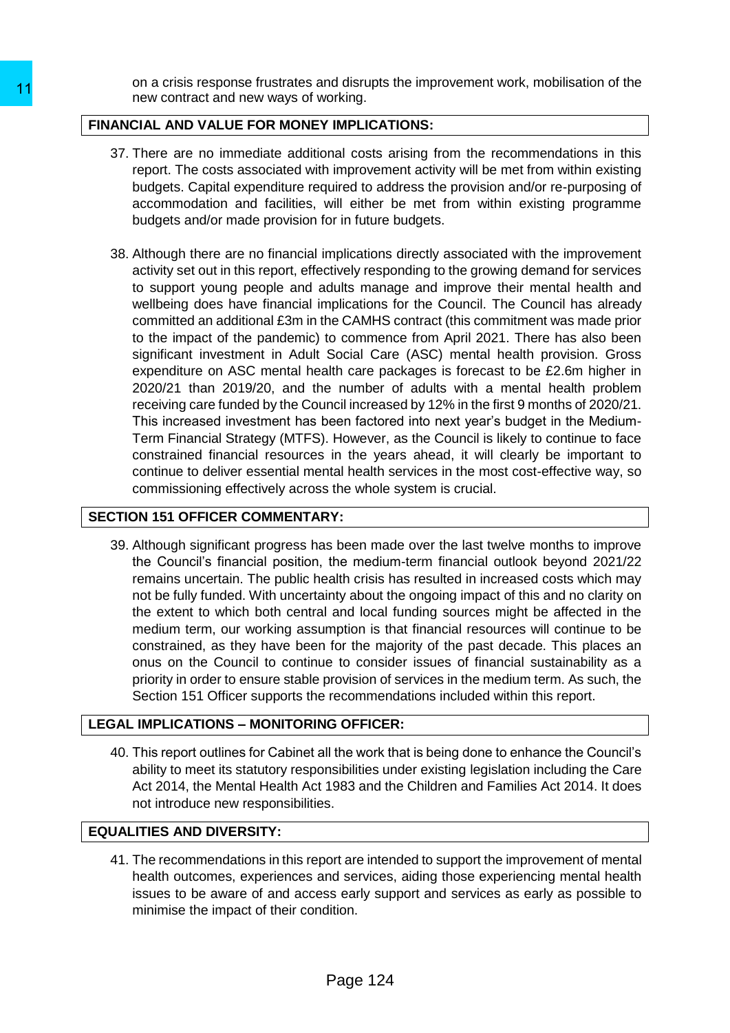on a crisis response frustrates and disrupts the improvement work, mobilisation of the new contract and new ways of working.

## FINANCIAL AND VALUE FOR MONEY IMPLICATIONS:

37. There are no immediate additional costs arising from the recommendations in this report. The costs associated with improvement activity will be met from within existing budgets. Capital expenditure required to address the provision and/or re-purposing of accommodation and facilities, will either be met from within existing programme budgets and/or made provision for in future budgets.

38. Although there are no financial implications directly associated with the improvement activity set out in this report, effectively responding to the growing demand for services to support young people and adults manage and improve their mental health and wellbeing does have financial implications for the Council. The Council has already committed an additional £3m in the CAMHS contract (this commitment was made prior to the impact of the pandemic) to commence from April 2021. There has also been significant investment in Adult Social Care (ASC) mental health provision. Gross expenditure on ASC mental health care packages is forecast to be £2.6m higher in 2020/21 than 2019/20, and the number of adults with a mental health problem receiving care funded by the Council increased by 12% in the first 9 months of 2020/21. This increased investment has been factored into next year's budget in the Medium-Term Financial Strategy (MTFS). However, as the Council is likely to continue to face constrained financial resources in the years ahead, it will clearly be important to continue to deliver essential mental health services in the most cost-effective way, so commissioning effectively across the whole system is crucial.

## SECTION 151 OFFICER COMMENTARY:

39. Although significant progress has been made over the last twelve months to improve the Council's financial position, the medium-term financial outlook beyond 2021/22 remains uncertain. The public health crisis has resulted in increased costs which may not be fully funded. With uncertainty about the ongoing impact of this and no clarity on the extent to which both central and local funding sources might be affected in the medium term, our working assumption is that financial resources will continue to be constrained, as they have been for the majority of the past decade. This places an onus on the Council to continue to consider issues of financial sustainability as a priority in order to ensure stable provision of services in the medium term. As such, the Section 151 Officer supports the recommendations included within this report.

## LEGAL IMPLICATIONS – MONITORING OFFICER:

40. This report outlines for Cabinet all the work that is being done to enhance the Council's ability to meet its statutory responsibilities under existing legislation including the Care Act 2014, the Mental Health Act 1983 and the Children and Families Act 2014. It does not introduce new responsibilities.

## EQUALITIES AND DIVERSITY:

41. The recommendations in this report are intended to support the improvement of mental health outcomes, experiences and services, aiding those experiencing mental health issues to be aware of and access early support and services as early as possible to minimise the impact of their condition.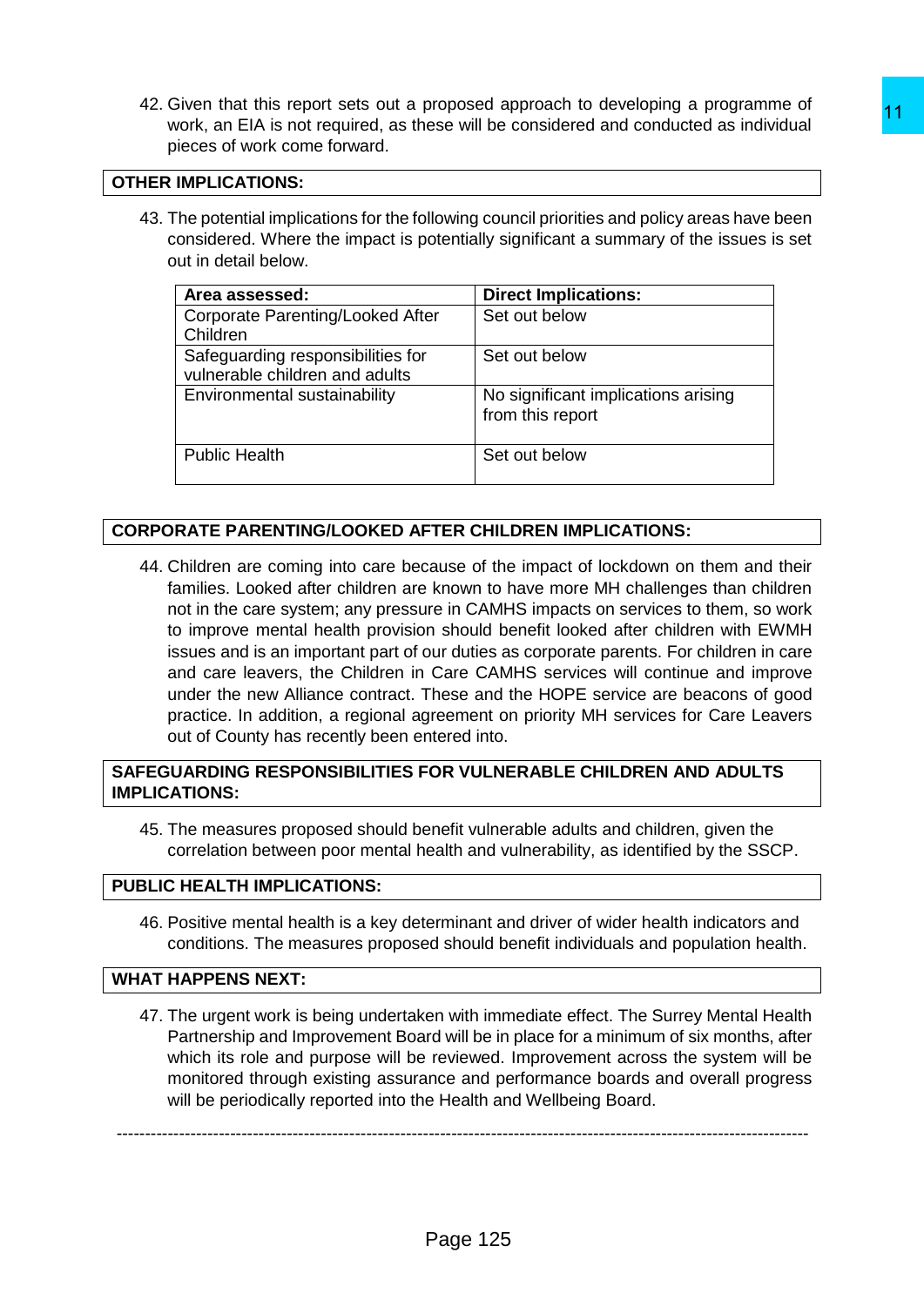42. Given that this report sets out a proposed approach to developing a programme of work, an EIA is not required, as these will be considered and conducted as individual pieces of work come forward.

**OTHER IMPLICATIONS:**

43. The potential implications for the following council priorities and policy areas have been considered. Where the impact is potentially significant a summary of the issues is set out in detail below.

| Area assessed: | Direct Implications: |
|---|---|
| Corporate Parenting/Looked After Children | Set out below |
| Safeguarding responsibilities for vulnerable children and adults | Set out below |
| Environmental sustainability | No significant implications arising from this report |
| Public Health | Set out below |

**CORPORATE PARENTING/LOOKED AFTER CHILDREN IMPLICATIONS:**

44. Children are coming into care because of the impact of lockdown on them and their families. Looked after children are known to have more MH challenges than children not in the care system; any pressure in CAMHS impacts on services to them, so work to improve mental health provision should benefit looked after children with EWMH issues and is an important part of our duties as corporate parents. For children in care and care leavers, the Children in Care CAMHS services will continue and improve under the new Alliance contract. These and the HOPE service are beacons of good practice. In addition, a regional agreement on priority MH services for Care Leavers out of County has recently been entered into.

**SAFEGUARDING RESPONSIBILITIES FOR VULNERABLE CHILDREN AND ADULTS IMPLICATIONS:**

45. The measures proposed should benefit vulnerable adults and children, given the correlation between poor mental health and vulnerability, as identified by the SSCP.

**PUBLIC HEALTH IMPLICATIONS:**

46. Positive mental health is a key determinant and driver of wider health indicators and conditions. The measures proposed should benefit individuals and population health.

**WHAT HAPPENS NEXT:**

47. The urgent work is being undertaken with immediate effect. The Surrey Mental Health Partnership and Improvement Board will be in place for a minimum of six months, after which its role and purpose will be reviewed. Improvement across the system will be monitored through existing assurance and performance boards and overall progress will be periodically reported into the Health and Wellbeing Board.

---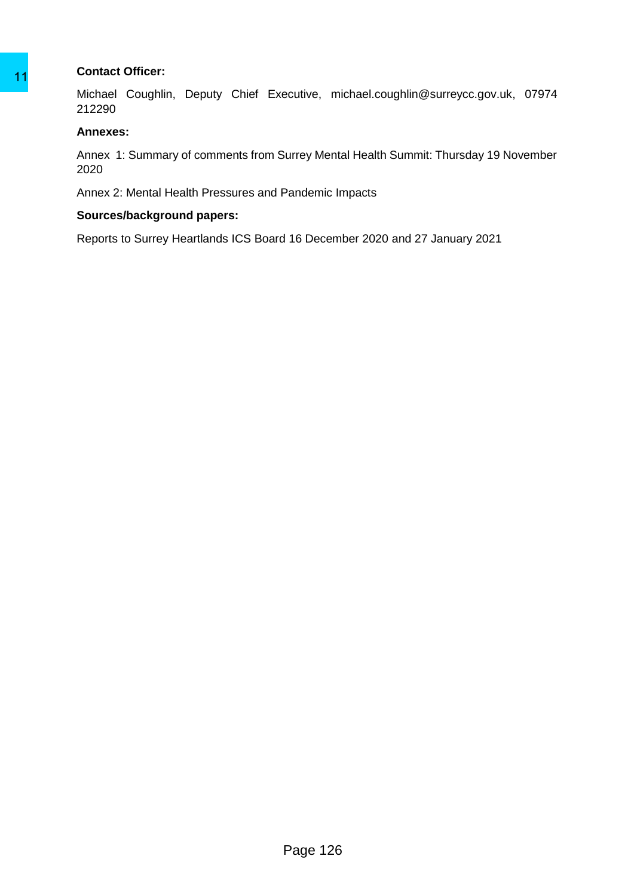**Contact Officer:**

Michael Coughlin, Deputy Chief Executive, michael.coughlin@surreycc.gov.uk, 07974 212290

**Annexes:**

Annex 1: Summary of comments from Surrey Mental Health Summit: Thursday 19 November 2020

Annex 2: Mental Health Pressures and Pandemic Impacts

**Sources/background papers:**

Reports to Surrey Heartlands ICS Board 16 December 2020 and 27 January 2021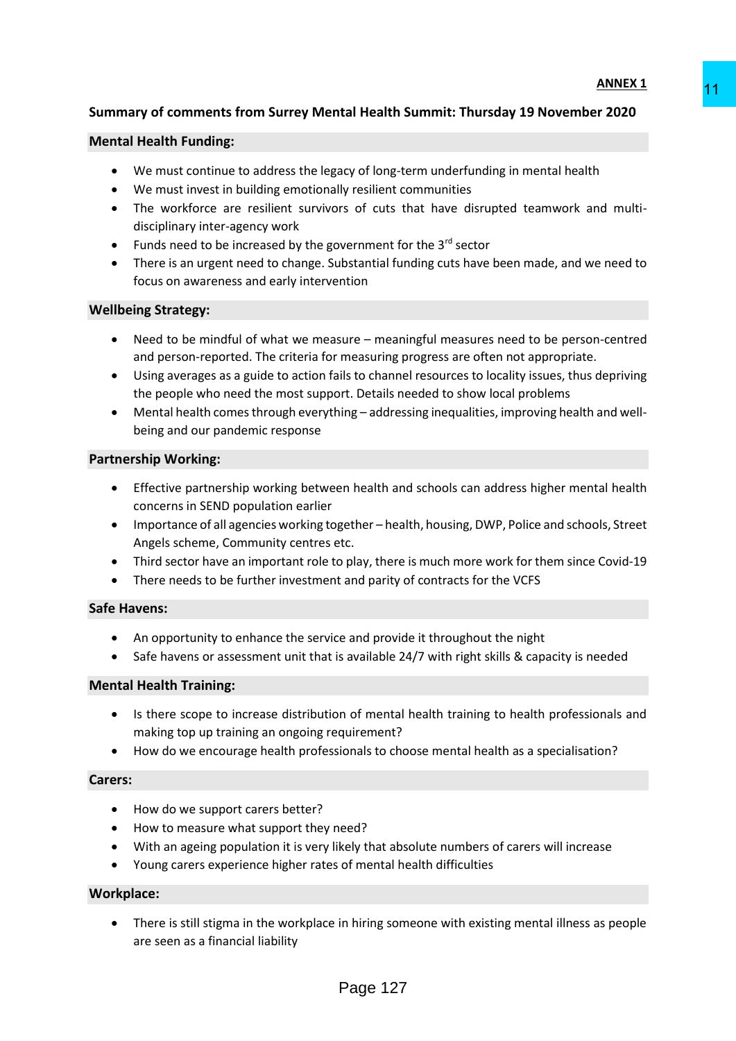**ANNEX 1**

## Summary of comments from Surrey Mental Health Summit: Thursday 19 November 2020

### Mental Health Funding:

- We must continue to address the legacy of long-term underfunding in mental health
- We must invest in building emotionally resilient communities
- The workforce are resilient survivors of cuts that have disrupted teamwork and multi-disciplinary inter-agency work
- Funds need to be increased by the government for the 3rd sector
- There is an urgent need to change. Substantial funding cuts have been made, and we need to focus on awareness and early intervention

### Wellbeing Strategy:

- Need to be mindful of what we measure – meaningful measures need to be person-centred and person-reported. The criteria for measuring progress are often not appropriate.
- Using averages as a guide to action fails to channel resources to locality issues, thus depriving the people who need the most support. Details needed to show local problems
- Mental health comes through everything – addressing inequalities, improving health and well-being and our pandemic response

### Partnership Working:

- Effective partnership working between health and schools can address higher mental health concerns in SEND population earlier
- Importance of all agencies working together – health, housing, DWP, Police and schools, Street Angels scheme, Community centres etc.
- Third sector have an important role to play, there is much more work for them since Covid-19
- There needs to be further investment and parity of contracts for the VCFS

### Safe Havens:

- An opportunity to enhance the service and provide it throughout the night
- Safe havens or assessment unit that is available 24/7 with right skills & capacity is needed

### Mental Health Training:

- Is there scope to increase distribution of mental health training to health professionals and making top up training an ongoing requirement?
- How do we encourage health professionals to choose mental health as a specialisation?

### Carers:

- How do we support carers better?
- How to measure what support they need?
- With an ageing population it is very likely that absolute numbers of carers will increase
- Young carers experience higher rates of mental health difficulties

### Workplace:

- There is still stigma in the workplace in hiring someone with existing mental illness as people are seen as a financial liability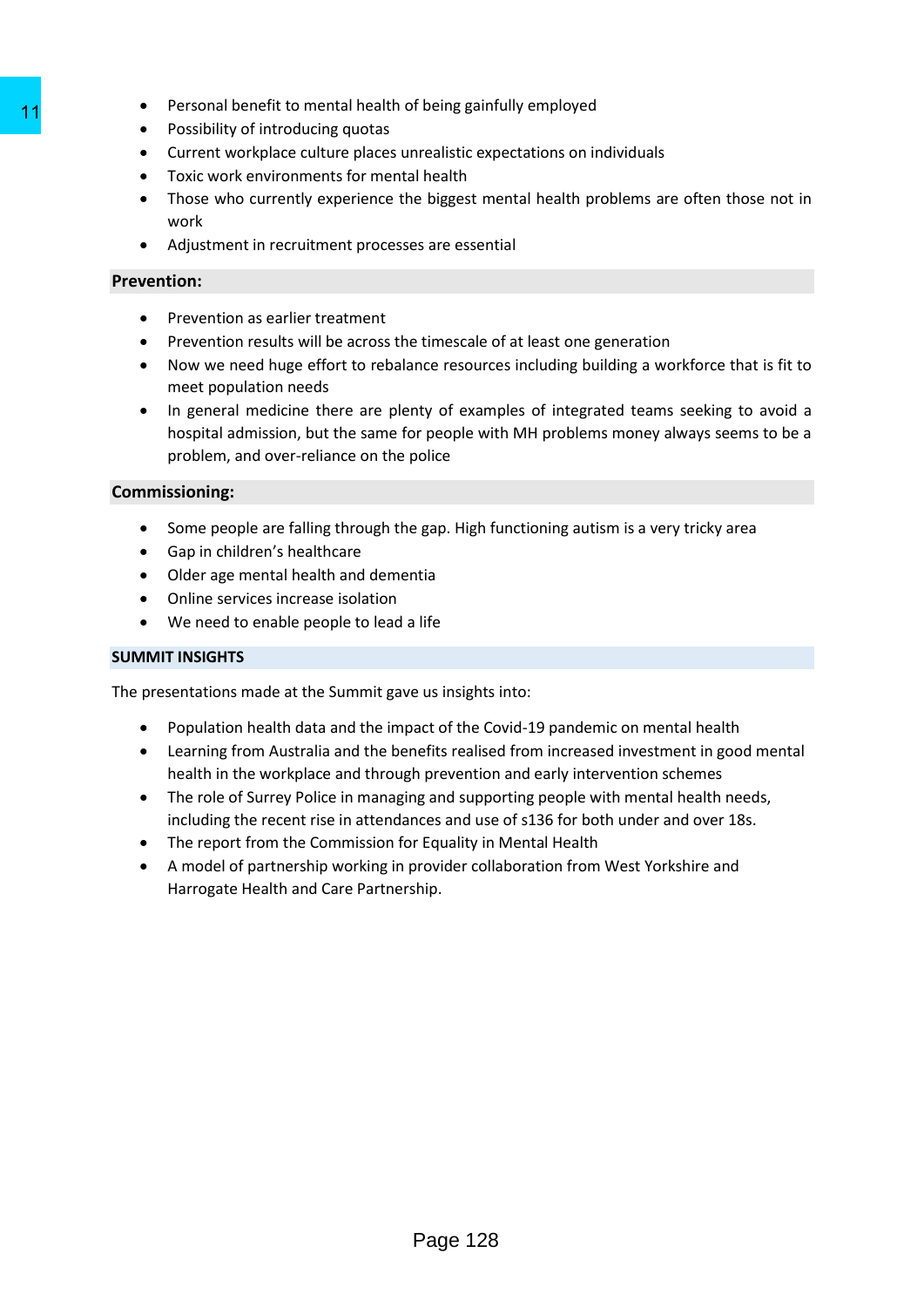- Personal benefit to mental health of being gainfully employed
- Possibility of introducing quotas
- Current workplace culture places unrealistic expectations on individuals
- Toxic work environments for mental health
- Those who currently experience the biggest mental health problems are often those not in work
- Adjustment in recruitment processes are essential

**Prevention:**

- Prevention as earlier treatment
- Prevention results will be across the timescale of at least one generation
- Now we need huge effort to rebalance resources including building a workforce that is fit to meet population needs
- In general medicine there are plenty of examples of integrated teams seeking to avoid a hospital admission, but the same for people with MH problems money always seems to be a problem, and over-reliance on the police

**Commissioning:**

- Some people are falling through the gap. High functioning autism is a very tricky area
- Gap in children's healthcare
- Older age mental health and dementia
- Online services increase isolation
- We need to enable people to lead a life

## SUMMIT INSIGHTS

The presentations made at the Summit gave us insights into:

- Population health data and the impact of the Covid-19 pandemic on mental health
- Learning from Australia and the benefits realised from increased investment in good mental health in the workplace and through prevention and early intervention schemes
- The role of Surrey Police in managing and supporting people with mental health needs, including the recent rise in attendances and use of s136 for both under and over 18s.
- The report from the Commission for Equality in Mental Health
- A model of partnership working in provider collaboration from West Yorkshire and Harrogate Health and Care Partnership.